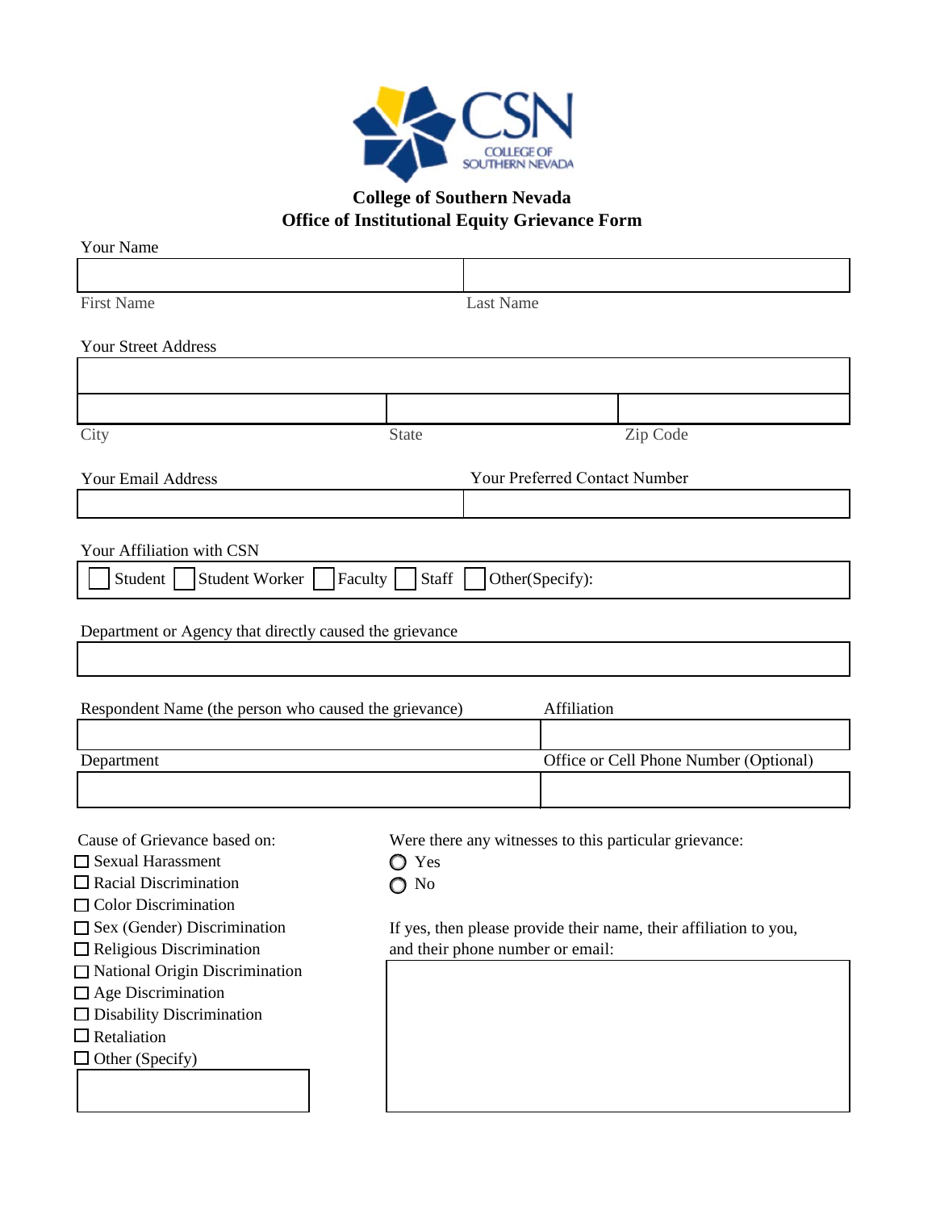# College of Southern Nevada
## Office of Institutional Equity Grievance Form

Your Name

| | |
|---|---|
| First Name | Last Name |

Your Street Address

| | | |
|---|---|---|
| City | State | Zip Code |

| Your Email Address | Your Preferred Contact Number |
|---|---|
| | |

Your Affiliation with CSN

☐ Student ☐ Student Worker ☐ Faculty ☐ Staff ☐ Other(Specify):

Department or Agency that directly caused the grievance

| Respondent Name (the person who caused the grievance) | Affiliation |
|---|---|
| | |
| **Department** | **Office or Cell Phone Number (Optional)** |
| | |

Cause of Grievance based on:

- ☐ Sexual Harassment
- ☐ Racial Discrimination
- ☐ Color Discrimination
- ☐ Sex (Gender) Discrimination
- ☐ Religious Discrimination
- ☐ National Origin Discrimination
- ☐ Age Discrimination
- ☐ Disability Discrimination
- ☐ Retaliation
- ☐ Other (Specify)

Were there any witnesses to this particular grievance:

- ○ Yes
- ○ No

If yes, then please provide their name, their affiliation to you, and their phone number or email: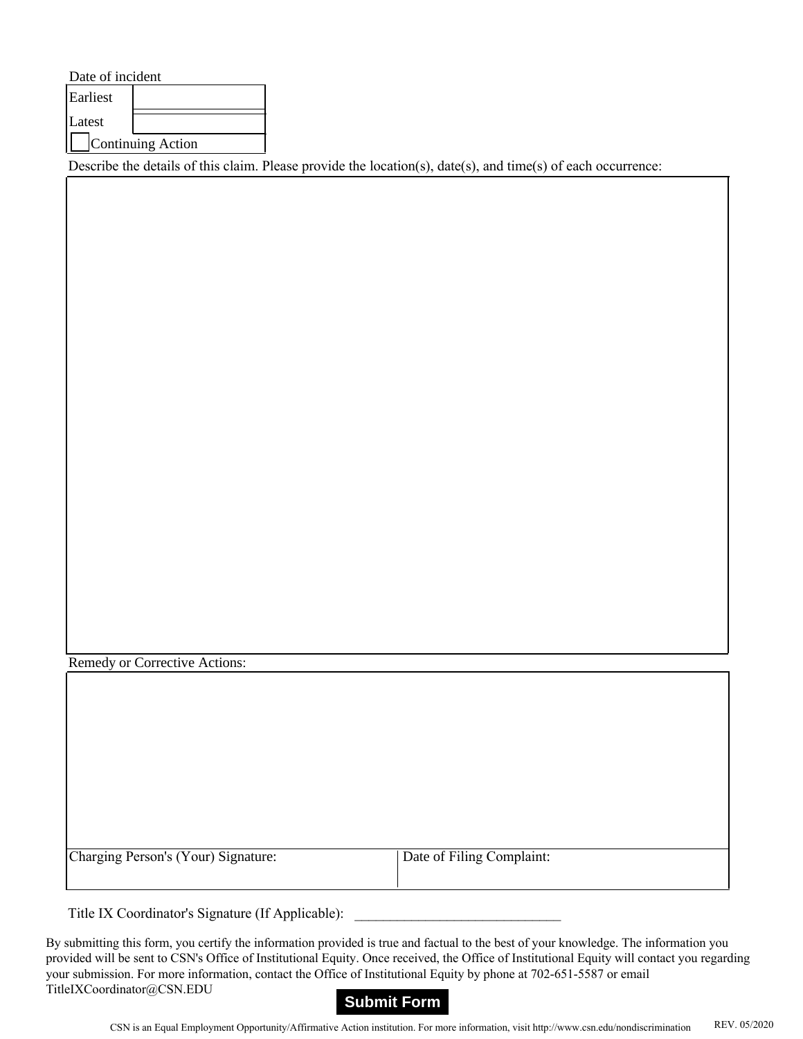Date of incident

| | |
|---|---|
| Earliest | |
| Latest | |
| ☐ Continuing Action | |

Describe the details of this claim. Please provide the location(s), date(s), and time(s) of each occurrence:

Remedy or Corrective Actions:

| | |
|---|---|
| Charging Person's (Your) Signature: | Date of Filing Complaint: |

Title IX Coordinator's Signature (If Applicable): ____________________________

By submitting this form, you certify the information provided is true and factual to the best of your knowledge. The information you provided will be sent to CSN's Office of Institutional Equity. Once received, the Office of Institutional Equity will contact you regarding your submission. For more information, contact the Office of Institutional Equity by phone at 702-651-5587 or email TitleIXCoordinator@CSN.EDU

Submit Form

CSN is an Equal Employment Opportunity/Affirmative Action institution. For more information, visit http://www.csn.edu/nondiscrimination

REV. 05/2020